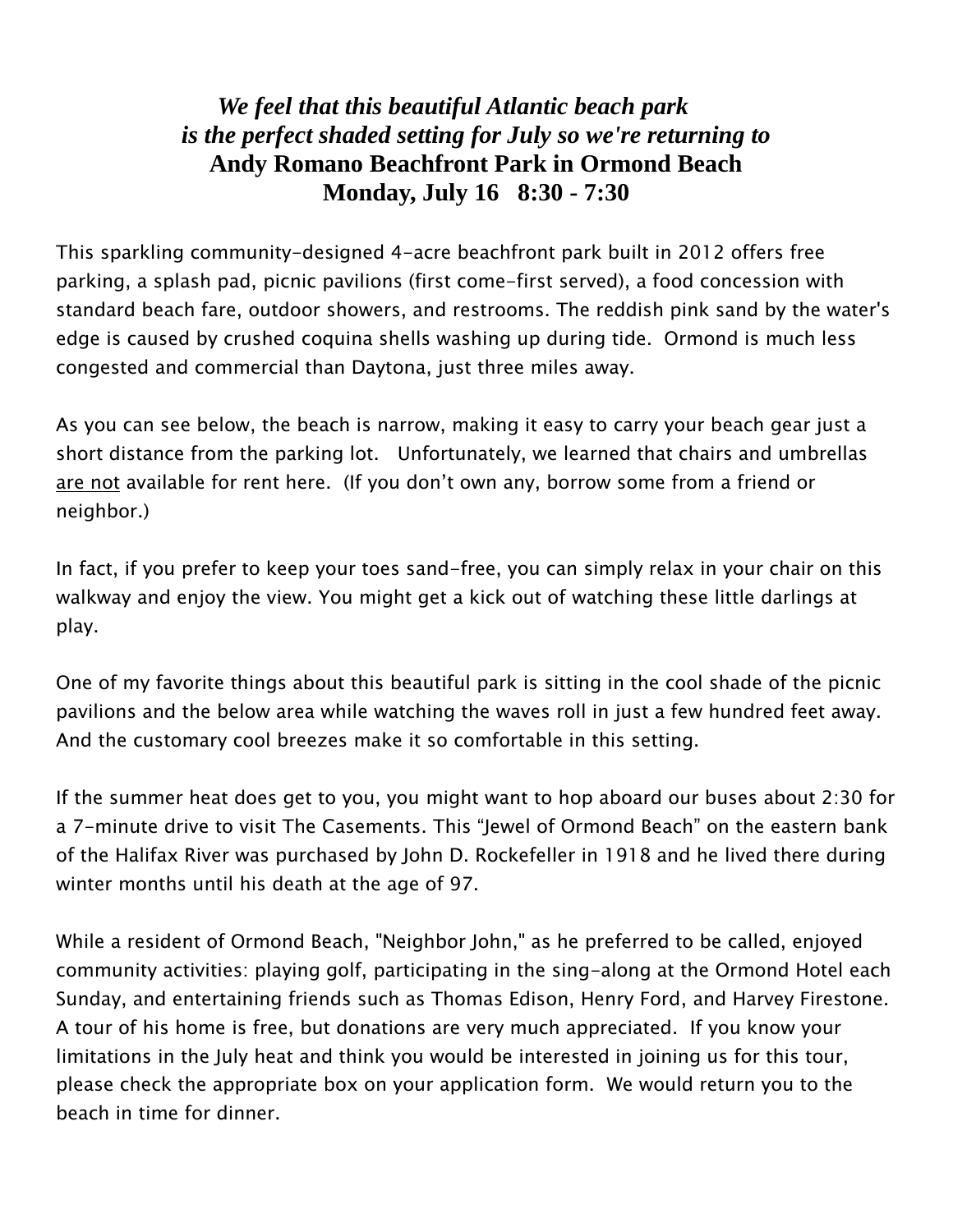***We feel that this beautiful Atlantic beach park is the perfect shaded setting for July so we're returning to***

**Andy Romano Beachfront Park in Ormond Beach**

**Monday, July 16   8:30 - 7:30**

This sparkling community-designed 4-acre beachfront park built in 2012 offers free parking, a splash pad, picnic pavilions (first come-first served), a food concession with standard beach fare, outdoor showers, and restrooms. The reddish pink sand by the water's edge is caused by crushed coquina shells washing up during tide. Ormond is much less congested and commercial than Daytona, just three miles away.

As you can see below, the beach is narrow, making it easy to carry your beach gear just a short distance from the parking lot. Unfortunately, we learned that chairs and umbrellas <u>are not</u> available for rent here. (If you don't own any, borrow some from a friend or neighbor.)

In fact, if you prefer to keep your toes sand-free, you can simply relax in your chair on this walkway and enjoy the view. You might get a kick out of watching these little darlings at play.

One of my favorite things about this beautiful park is sitting in the cool shade of the picnic pavilions and the below area while watching the waves roll in just a few hundred feet away. And the customary cool breezes make it so comfortable in this setting.

If the summer heat does get to you, you might want to hop aboard our buses about 2:30 for a 7-minute drive to visit The Casements. This "Jewel of Ormond Beach" on the eastern bank of the Halifax River was purchased by John D. Rockefeller in 1918 and he lived there during winter months until his death at the age of 97.

While a resident of Ormond Beach, "Neighbor John," as he preferred to be called, enjoyed community activities: playing golf, participating in the sing-along at the Ormond Hotel each Sunday, and entertaining friends such as Thomas Edison, Henry Ford, and Harvey Firestone. A tour of his home is free, but donations are very much appreciated. If you know your limitations in the July heat and think you would be interested in joining us for this tour, please check the appropriate box on your application form. We would return you to the beach in time for dinner.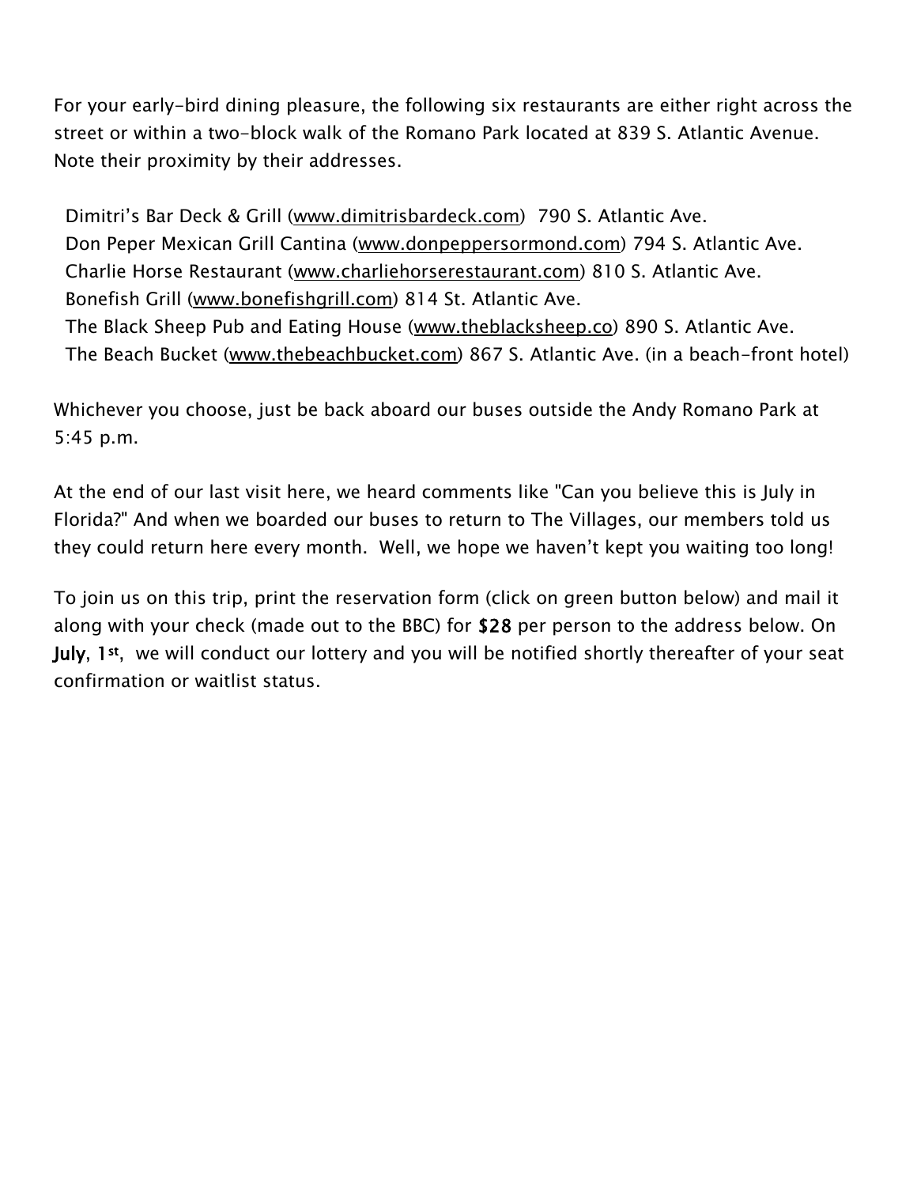For your early-bird dining pleasure, the following six restaurants are either right across the street or within a two-block walk of the Romano Park located at 839 S. Atlantic Avenue. Note their proximity by their addresses.

Dimitri's Bar Deck & Grill (www.dimitrisbardeck.com)  790 S. Atlantic Ave.
Don Peper Mexican Grill Cantina (www.donpeppersormond.com) 794 S. Atlantic Ave.
Charlie Horse Restaurant (www.charliehorserestaurant.com) 810 S. Atlantic Ave.
Bonefish Grill (www.bonefishgrill.com) 814 St. Atlantic Ave.
The Black Sheep Pub and Eating House (www.theblacksheep.co) 890 S. Atlantic Ave.
The Beach Bucket (www.thebeachbucket.com) 867 S. Atlantic Ave. (in a beach-front hotel)

Whichever you choose, just be back aboard our buses outside the Andy Romano Park at 5:45 p.m.

At the end of our last visit here, we heard comments like "Can you believe this is July in Florida?" And when we boarded our buses to return to The Villages, our members told us they could return here every month.  Well, we hope we haven't kept you waiting too long!

To join us on this trip, print the reservation form (click on green button below) and mail it along with your check (made out to the BBC) for **$28** per person to the address below. On **July, 1st**,  we will conduct our lottery and you will be notified shortly thereafter of your seat confirmation or waitlist status.